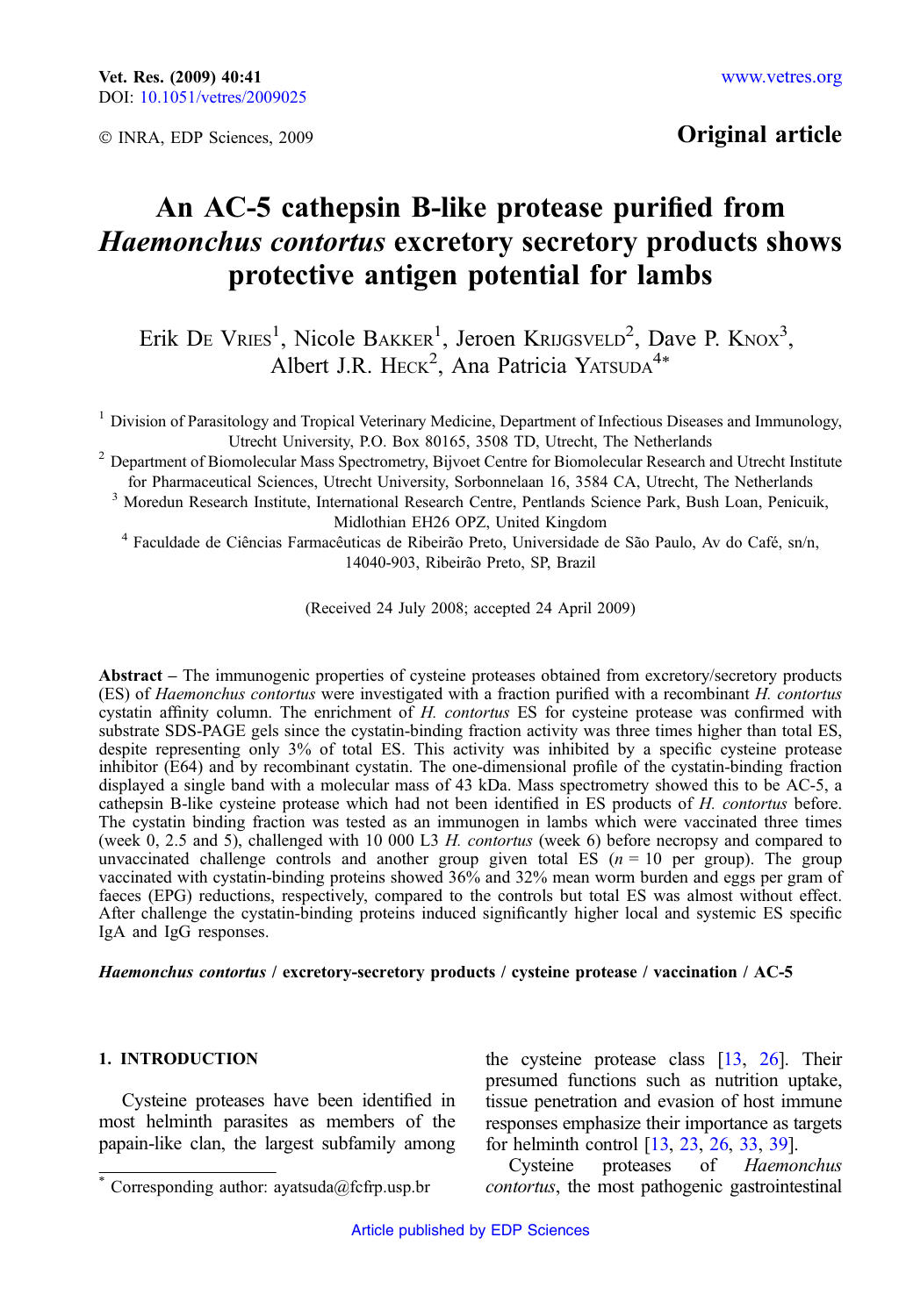Vet. Res. (2009) 40:41
DOI: 10.1051/vetres/2009025

© INRA, EDP Sciences, 2009

www.vetres.org

**Original article**

# An AC-5 cathepsin B-like protease purified from *Haemonchus contortus* excretory secretory products shows protective antigen potential for lambs

Erik De Vries[1], Nicole Bakker[1], Jeroen Krijgsveld[2], Dave P. Knox[3], Albert J.R. Heck[2], Ana Patricia Yatsuda[4]*

[1] Division of Parasitology and Tropical Veterinary Medicine, Department of Infectious Diseases and Immunology, Utrecht University, P.O. Box 80165, 3508 TD, Utrecht, The Netherlands

[2] Department of Biomolecular Mass Spectrometry, Bijvoet Centre for Biomolecular Research and Utrecht Institute for Pharmaceutical Sciences, Utrecht University, Sorbonnelaan 16, 3584 CA, Utrecht, The Netherlands

[3] Moredun Research Institute, International Research Centre, Pentlands Science Park, Bush Loan, Penicuik, Midlothian EH26 OPZ, United Kingdom

[4] Faculdade de Ciências Farmacêuticas de Ribeirão Preto, Universidade de São Paulo, Av do Café, sn/n, 14040-903, Ribeirão Preto, SP, Brazil

(Received 24 July 2008; accepted 24 April 2009)

**Abstract** – The immunogenic properties of cysteine proteases obtained from excretory/secretory products (ES) of *Haemonchus contortus* were investigated with a fraction purified with a recombinant *H. contortus* cystatin affinity column. The enrichment of *H. contortus* ES for cysteine protease was confirmed with substrate SDS-PAGE gels since the cystatin-binding fraction activity was three times higher than total ES, despite representing only 3% of total ES. This activity was inhibited by a specific cysteine protease inhibitor (E64) and by recombinant cystatin. The one-dimensional profile of the cystatin-binding fraction displayed a single band with a molecular mass of 43 kDa. Mass spectrometry showed this to be AC-5, a cathepsin B-like cysteine protease which had not been identified in ES products of *H. contortus* before. The cystatin binding fraction was tested as an immunogen in lambs which were vaccinated three times (week 0, 2.5 and 5), challenged with 10 000 L3 *H. contortus* (week 6) before necropsy and compared to unvaccinated challenge controls and another group given total ES ($n = 10$ per group). The group vaccinated with cystatin-binding proteins showed 36% and 32% mean worm burden and eggs per gram of faeces (EPG) reductions, respectively, compared to the controls but total ES was almost without effect. After challenge the cystatin-binding proteins induced significantly higher local and systemic ES specific IgA and IgG responses.

***Haemonchus contortus* / excretory-secretory products / cysteine protease / vaccination / AC-5**

## 1. INTRODUCTION

Cysteine proteases have been identified in most helminth parasites as members of the papain-like clan, the largest subfamily among the cysteine protease class [13, 26]. Their presumed functions such as nutrition uptake, tissue penetration and evasion of host immune responses emphasize their importance as targets for helminth control [13, 23, 26, 33, 39].

Cysteine proteases of *Haemonchus contortus*, the most pathogenic gastrointestinal

* Corresponding author: ayatsuda@fcfrp.usp.br

Article published by EDP Sciences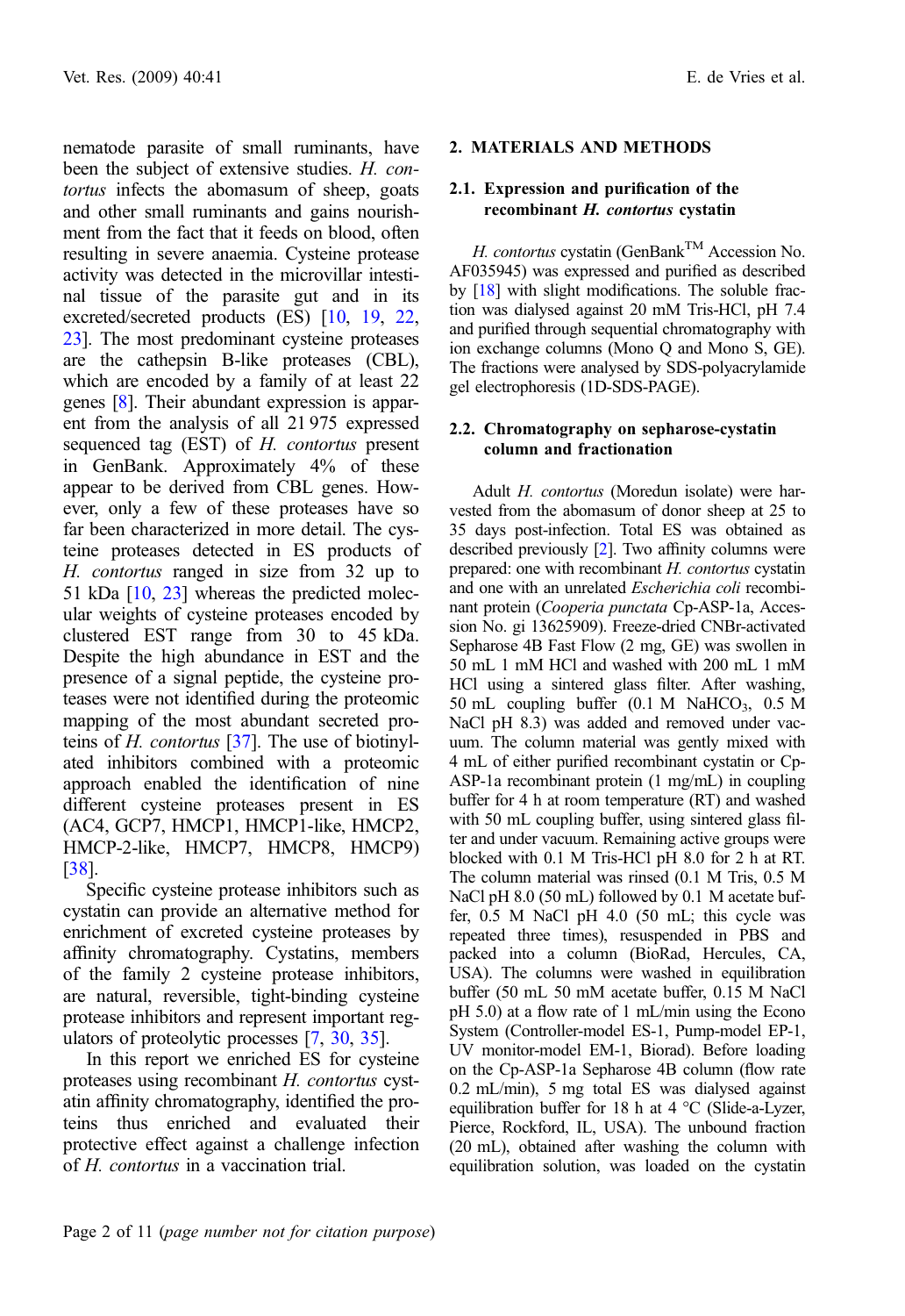nematode parasite of small ruminants, have been the subject of extensive studies. *H. contortus* infects the abomasum of sheep, goats and other small ruminants and gains nourishment from the fact that it feeds on blood, often resulting in severe anaemia. Cysteine protease activity was detected in the microvillar intestinal tissue of the parasite gut and in its excreted/secreted products (ES) [10, 19, 22, 23]. The most predominant cysteine proteases are the cathepsin B-like proteases (CBL), which are encoded by a family of at least 22 genes [8]. Their abundant expression is apparent from the analysis of all 21 975 expressed sequenced tag (EST) of *H. contortus* present in GenBank. Approximately 4% of these appear to be derived from CBL genes. However, only a few of these proteases have so far been characterized in more detail. The cysteine proteases detected in ES products of *H. contortus* ranged in size from 32 up to 51 kDa [10, 23] whereas the predicted molecular weights of cysteine proteases encoded by clustered EST range from 30 to 45 kDa. Despite the high abundance in EST and the presence of a signal peptide, the cysteine proteases were not identified during the proteomic mapping of the most abundant secreted proteins of *H. contortus* [37]. The use of biotinylated inhibitors combined with a proteomic approach enabled the identification of nine different cysteine proteases present in ES (AC4, GCP7, HMCP1, HMCP1-like, HMCP2, HMCP-2-like, HMCP7, HMCP8, HMCP9) [38].

Specific cysteine protease inhibitors such as cystatin can provide an alternative method for enrichment of excreted cysteine proteases by affinity chromatography. Cystatins, members of the family 2 cysteine protease inhibitors, are natural, reversible, tight-binding cysteine protease inhibitors and represent important regulators of proteolytic processes [7, 30, 35].

In this report we enriched ES for cysteine proteases using recombinant *H. contortus* cystatin affinity chromatography, identified the proteins thus enriched and evaluated their protective effect against a challenge infection of *H. contortus* in a vaccination trial.

## 2. MATERIALS AND METHODS

### 2.1. Expression and purification of the recombinant *H. contortus* cystatin

*H. contortus* cystatin (GenBank™ Accession No. AF035945) was expressed and purified as described by [18] with slight modifications. The soluble fraction was dialysed against 20 mM Tris-HCl, pH 7.4 and purified through sequential chromatography with ion exchange columns (Mono Q and Mono S, GE). The fractions were analysed by SDS-polyacrylamide gel electrophoresis (1D-SDS-PAGE).

### 2.2. Chromatography on sepharose-cystatin column and fractionation

Adult *H. contortus* (Moredun isolate) were harvested from the abomasum of donor sheep at 25 to 35 days post-infection. Total ES was obtained as described previously [2]. Two affinity columns were prepared: one with recombinant *H. contortus* cystatin and one with an unrelated *Escherichia coli* recombinant protein (*Cooperia punctata* Cp-ASP-1a, Accession No. gi 13625909). Freeze-dried CNBr-activated Sepharose 4B Fast Flow (2 mg, GE) was swollen in 50 mL 1 mM HCl and washed with 200 mL 1 mM HCl using a sintered glass filter. After washing, 50 mL coupling buffer (0.1 M $NaHCO_3$, 0.5 M NaCl pH 8.3) was added and removed under vacuum. The column material was gently mixed with 4 mL of either purified recombinant cystatin or Cp-ASP-1a recombinant protein (1 mg/mL) in coupling buffer for 4 h at room temperature (RT) and washed with 50 mL coupling buffer, using sintered glass filter and under vacuum. Remaining active groups were blocked with 0.1 M Tris-HCl pH 8.0 for 2 h at RT. The column material was rinsed (0.1 M Tris, 0.5 M NaCl pH 8.0 (50 mL) followed by 0.1 M acetate buffer, 0.5 M NaCl pH 4.0 (50 mL; this cycle was repeated three times), resuspended in PBS and packed into a column (BioRad, Hercules, CA, USA). The columns were washed in equilibration buffer (50 mL 50 mM acetate buffer, 0.15 M NaCl pH 5.0) at a flow rate of 1 mL/min using the Econo System (Controller-model ES-1, Pump-model EP-1, UV monitor-model EM-1, Biorad). Before loading on the Cp-ASP-1a Sepharose 4B column (flow rate 0.2 mL/min), 5 mg total ES was dialysed against equilibration buffer for 18 h at 4 °C (Slide-a-Lyzer, Pierce, Rockford, IL, USA). The unbound fraction (20 mL), obtained after washing the column with equilibration solution, was loaded on the cystatin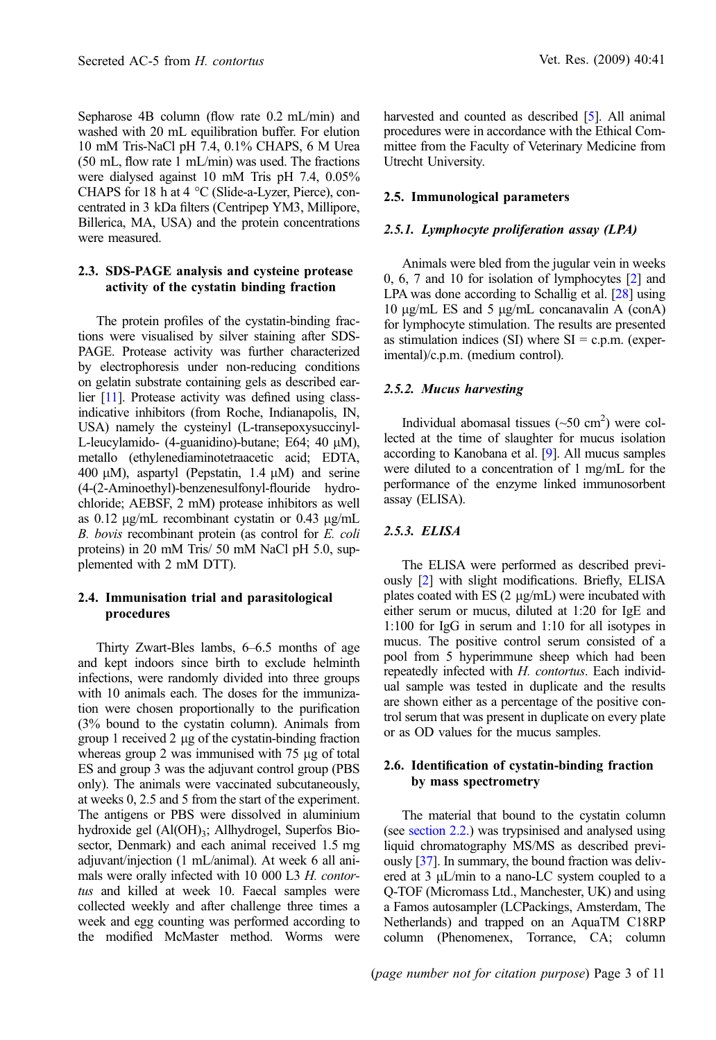Sepharose 4B column (flow rate 0.2 mL/min) and washed with 20 mL equilibration buffer. For elution 10 mM Tris-NaCl pH 7.4, 0.1% CHAPS, 6 M Urea (50 mL, flow rate 1 mL/min) was used. The fractions were dialysed against 10 mM Tris pH 7.4, 0.05% CHAPS for 18 h at 4 °C (Slide-a-Lyzer, Pierce), concentrated in 3 kDa filters (Centripep YM3, Millipore, Billerica, MA, USA) and the protein concentrations were measured.

### 2.3. SDS-PAGE analysis and cysteine protease activity of the cystatin binding fraction

The protein profiles of the cystatin-binding fractions were visualised by silver staining after SDS-PAGE. Protease activity was further characterized by electrophoresis under non-reducing conditions on gelatin substrate containing gels as described earlier [11]. Protease activity was defined using class-indicative inhibitors (from Roche, Indianapolis, IN, USA) namely the cysteinyl (L-transepoxysuccinyl-L-leucylamido- (4-guanidino)-butane; E64; 40 µM), metallo (ethylenediaminotetraacetic acid; EDTA, 400 µM), aspartyl (Pepstatin, 1.4 µM) and serine (4-(2-Aminoethyl)-benzenesulfonyl-flouride hydrochloride; AEBSF, 2 mM) protease inhibitors as well as 0.12 µg/mL recombinant cystatin or 0.43 µg/mL *B. bovis* recombinant protein (as control for *E. coli* proteins) in 20 mM Tris/ 50 mM NaCl pH 5.0, supplemented with 2 mM DTT).

### 2.4. Immunisation trial and parasitological procedures

Thirty Zwart-Bles lambs, 6–6.5 months of age and kept indoors since birth to exclude helminth infections, were randomly divided into three groups with 10 animals each. The doses for the immunization were chosen proportionally to the purification (3% bound to the cystatin column). Animals from group 1 received 2 µg of the cystatin-binding fraction whereas group 2 was immunised with 75 µg of total ES and group 3 was the adjuvant control group (PBS only). The animals were vaccinated subcutaneously, at weeks 0, 2.5 and 5 from the start of the experiment. The antigens or PBS were dissolved in aluminium hydroxide gel ($Al(OH)_3$; Allhydrogel, Superfos Biosector, Denmark) and each animal received 1.5 mg adjuvant/injection (1 mL/animal). At week 6 all animals were orally infected with 10 000 L3 *H. contortus* and killed at week 10. Faecal samples were collected weekly and after challenge three times a week and egg counting was performed according to the modified McMaster method. Worms were harvested and counted as described [5]. All animal procedures were in accordance with the Ethical Committee from the Faculty of Veterinary Medicine from Utrecht University.

### 2.5. Immunological parameters

#### 2.5.1. Lymphocyte proliferation assay (LPA)

Animals were bled from the jugular vein in weeks 0, 6, 7 and 10 for isolation of lymphocytes [2] and LPA was done according to Schallig et al. [28] using 10 µg/mL ES and 5 µg/mL concanavalin A (conA) for lymphocyte stimulation. The results are presented as stimulation indices (SI) where SI = c.p.m. (experimental)/c.p.m. (medium control).

#### 2.5.2. Mucus harvesting

Individual abomasal tissues (~50 $cm^2$) were collected at the time of slaughter for mucus isolation according to Kanobana et al. [9]. All mucus samples were diluted to a concentration of 1 mg/mL for the performance of the enzyme linked immunosorbent assay (ELISA).

#### 2.5.3. ELISA

The ELISA were performed as described previously [2] with slight modifications. Briefly, ELISA plates coated with ES (2 µg/mL) were incubated with either serum or mucus, diluted at 1:20 for IgE and 1:100 for IgG in serum and 1:10 for all isotypes in mucus. The positive control serum consisted of a pool from 5 hyperimmune sheep which had been repeatedly infected with *H. contortus*. Each individual sample was tested in duplicate and the results are shown either as a percentage of the positive control serum that was present in duplicate on every plate or as OD values for the mucus samples.

### 2.6. Identification of cystatin-binding fraction by mass spectrometry

The material that bound to the cystatin column (see section 2.2.) was trypsinised and analysed using liquid chromatography MS/MS as described previously [37]. In summary, the bound fraction was delivered at 3 µL/min to a nano-LC system coupled to a Q-TOF (Micromass Ltd., Manchester, UK) and using a Famos autosampler (LCPackings, Amsterdam, The Netherlands) and trapped on an AquaTM C18RP column (Phenomenex, Torrance, CA; column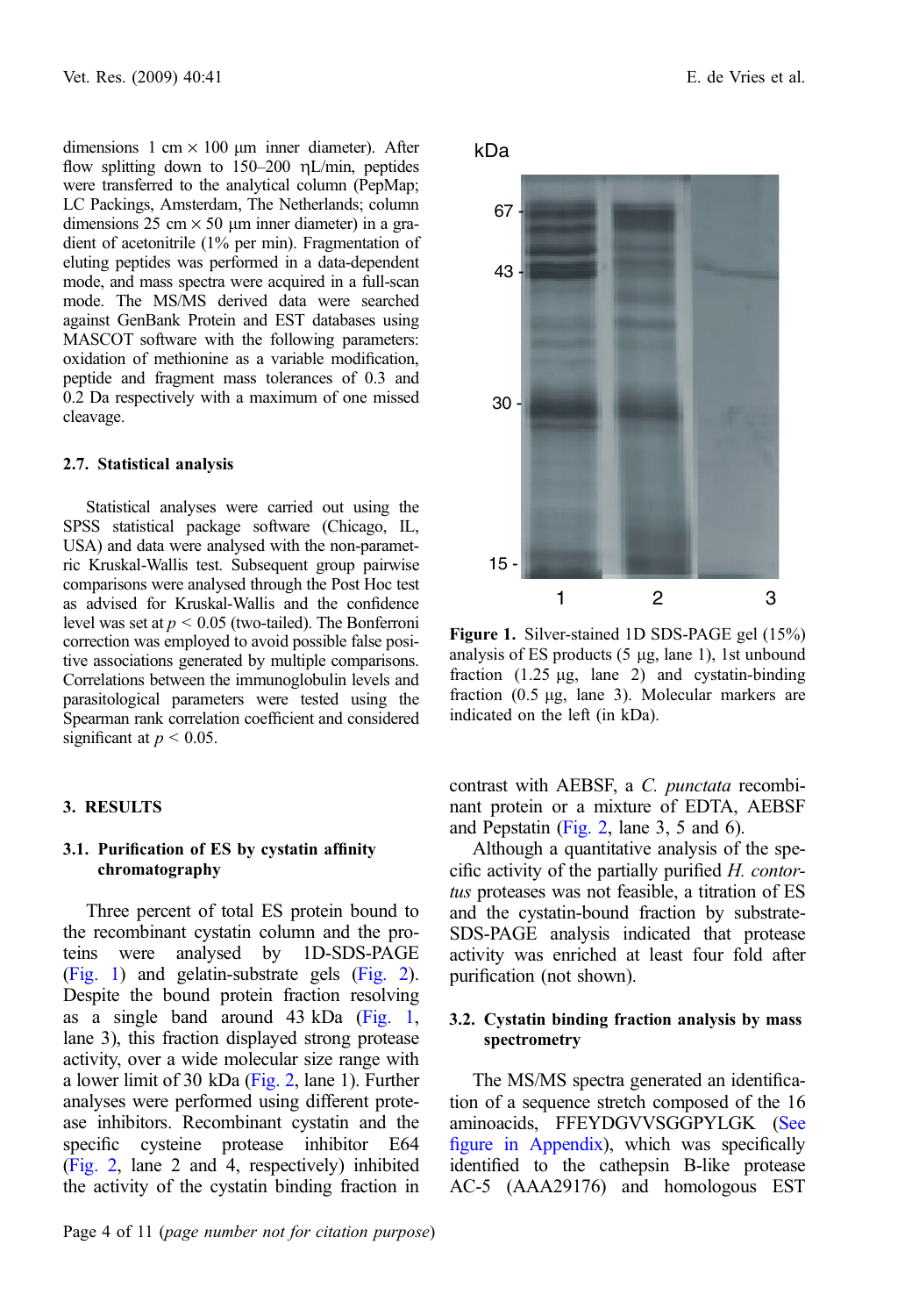dimensions 1 cm × 100 μm inner diameter). After flow splitting down to 150–200 ηL/min, peptides were transferred to the analytical column (PepMap; LC Packings, Amsterdam, The Netherlands; column dimensions 25 cm × 50 μm inner diameter) in a gradient of acetonitrile (1% per min). Fragmentation of eluting peptides was performed in a data-dependent mode, and mass spectra were acquired in a full-scan mode. The MS/MS derived data were searched against GenBank Protein and EST databases using MASCOT software with the following parameters: oxidation of methionine as a variable modification, peptide and fragment mass tolerances of 0.3 and 0.2 Da respectively with a maximum of one missed cleavage.

### 2.7. Statistical analysis

Statistical analyses were carried out using the SPSS statistical package software (Chicago, IL, USA) and data were analysed with the non-parametric Kruskal-Wallis test. Subsequent group pairwise comparisons were analysed through the Post Hoc test as advised for Kruskal-Wallis and the confidence level was set at $p < 0.05$ (two-tailed). The Bonferroni correction was employed to avoid possible false positive associations generated by multiple comparisons. Correlations between the immunoglobulin levels and parasitological parameters were tested using the Spearman rank correlation coefficient and considered significant at $p < 0.05$.

## 3. RESULTS

### 3.1. Purification of ES by cystatin affinity chromatography

Three percent of total ES protein bound to the recombinant cystatin column and the proteins were analysed by 1D-SDS-PAGE (Fig. 1) and gelatin-substrate gels (Fig. 2). Despite the bound protein fraction resolving as a single band around 43 kDa (Fig. 1, lane 3), this fraction displayed strong protease activity, over a wide molecular size range with a lower limit of 30 kDa (Fig. 2, lane 1). Further analyses were performed using different protease inhibitors. Recombinant cystatin and the specific cysteine protease inhibitor E64 (Fig. 2, lane 2 and 4, respectively) inhibited the activity of the cystatin binding fraction in contrast with AEBSF, a *C. punctata* recombinant protein or a mixture of EDTA, AEBSF and Pepstatin (Fig. 2, lane 3, 5 and 6).

**Figure 1.** Silver-stained 1D SDS-PAGE gel (15%) analysis of ES products (5 μg, lane 1), 1st unbound fraction (1.25 μg, lane 2) and cystatin-binding fraction (0.5 μg, lane 3). Molecular markers are indicated on the left (in kDa).

Although a quantitative analysis of the specific activity of the partially purified *H. contortus* proteases was not feasible, a titration of ES and the cystatin-bound fraction by substrate-SDS-PAGE analysis indicated that protease activity was enriched at least four fold after purification (not shown).

### 3.2. Cystatin binding fraction analysis by mass spectrometry

The MS/MS spectra generated an identification of a sequence stretch composed of the 16 aminoacids, FFEYDGVVSGGPYLGK (See figure in Appendix), which was specifically identified to the cathepsin B-like protease AC-5 (AAA29176) and homologous EST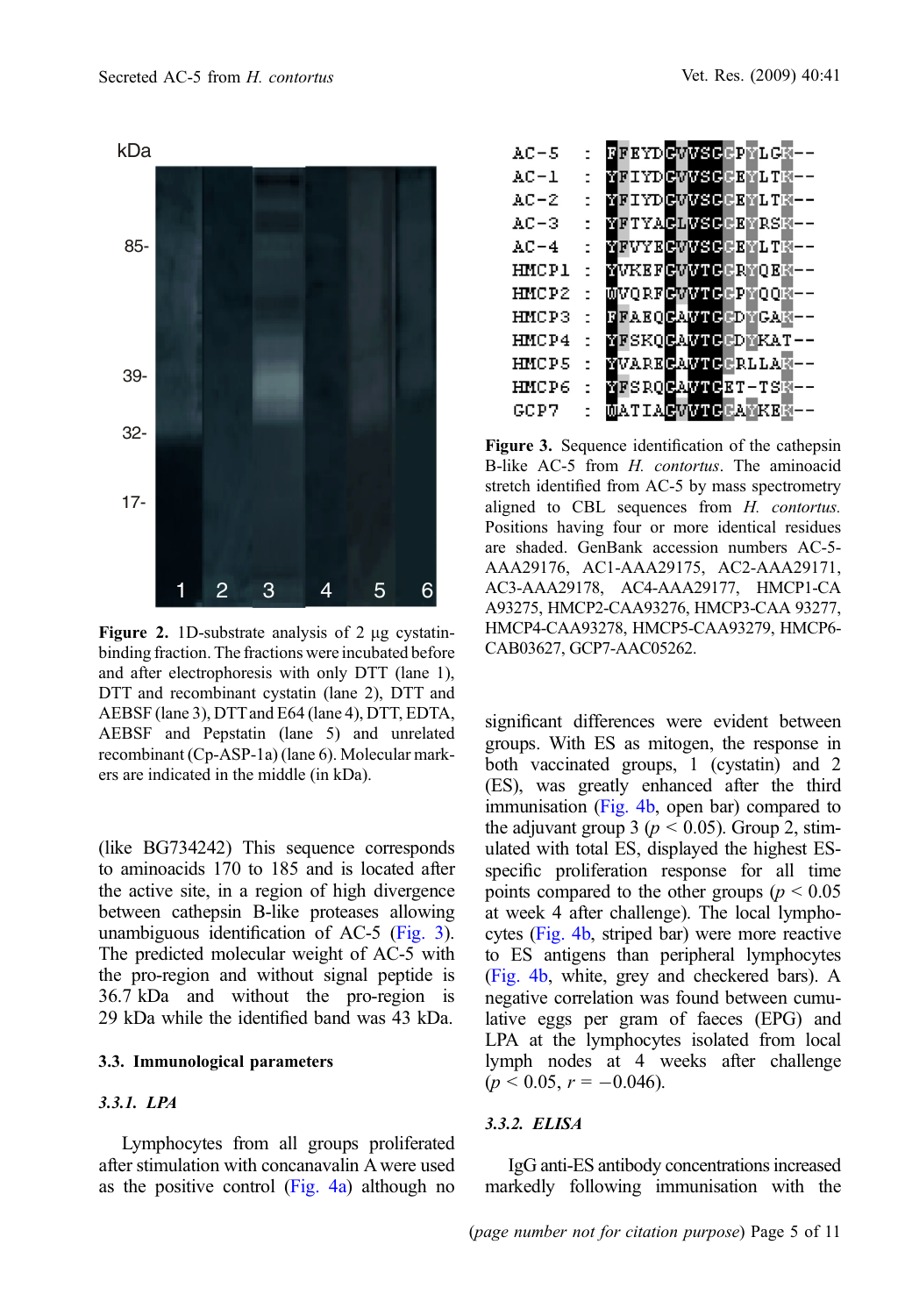Figure 2. 1D-substrate analysis of 2 µg cystatin-binding fraction. The fractions were incubated before and after electrophoresis with only DTT (lane 1), DTT and recombinant cystatin (lane 2), DTT and AEBSF (lane 3), DTT and E64 (lane 4), DTT, EDTA, AEBSF and Pepstatin (lane 5) and unrelated recombinant (Cp-ASP-1a) (lane 6). Molecular markers are indicated in the middle (in kDa).

(like BG734242) This sequence corresponds to aminoacids 170 to 185 and is located after the active site, in a region of high divergence between cathepsin B-like proteases allowing unambiguous identification of AC-5 (Fig. 3). The predicted molecular weight of AC-5 with the pro-region and without signal peptide is 36.7 kDa and without the pro-region is 29 kDa while the identified band was 43 kDa.

### 3.3. Immunological parameters

#### 3.3.1. LPA

Lymphocytes from all groups proliferated after stimulation with concanavalin A were used as the positive control (Fig. 4a) although no significant differences were evident between groups. With ES as mitogen, the response in both vaccinated groups, 1 (cystatin) and 2 (ES), was greatly enhanced after the third immunisation (Fig. 4b, open bar) compared to the adjuvant group 3 ($p < 0.05$). Group 2, stimulated with total ES, displayed the highest ES-specific proliferation response for all time points compared to the other groups ($p < 0.05$ at week 4 after challenge). The local lymphocytes (Fig. 4b, striped bar) were more reactive to ES antigens than peripheral lymphocytes (Fig. 4b, white, grey and checkered bars). A negative correlation was found between cumulative eggs per gram of faeces (EPG) and LPA at the lymphocytes isolated from local lymph nodes at 4 weeks after challenge ($p < 0.05$, $r = -0.046$).

Figure 3. Sequence identification of the cathepsin B-like AC-5 from *H. contortus*. The aminoacid stretch identified from AC-5 by mass spectrometry aligned to CBL sequences from *H. contortus*. Positions having four or more identical residues are shaded. GenBank accession numbers AC-5-AAA29176, AC1-AAA29175, AC2-AAA29171, AC3-AAA29178, AC4-AAA29177, HMCP1-CAA93275, HMCP2-CAA93276, HMCP3-CAA 93277, HMCP4-CAA93278, HMCP5-CAA93279, HMCP6-CAB03627, GCP7-AAC05262.

#### 3.3.2. ELISA

IgG anti-ES antibody concentrations increased markedly following immunisation with the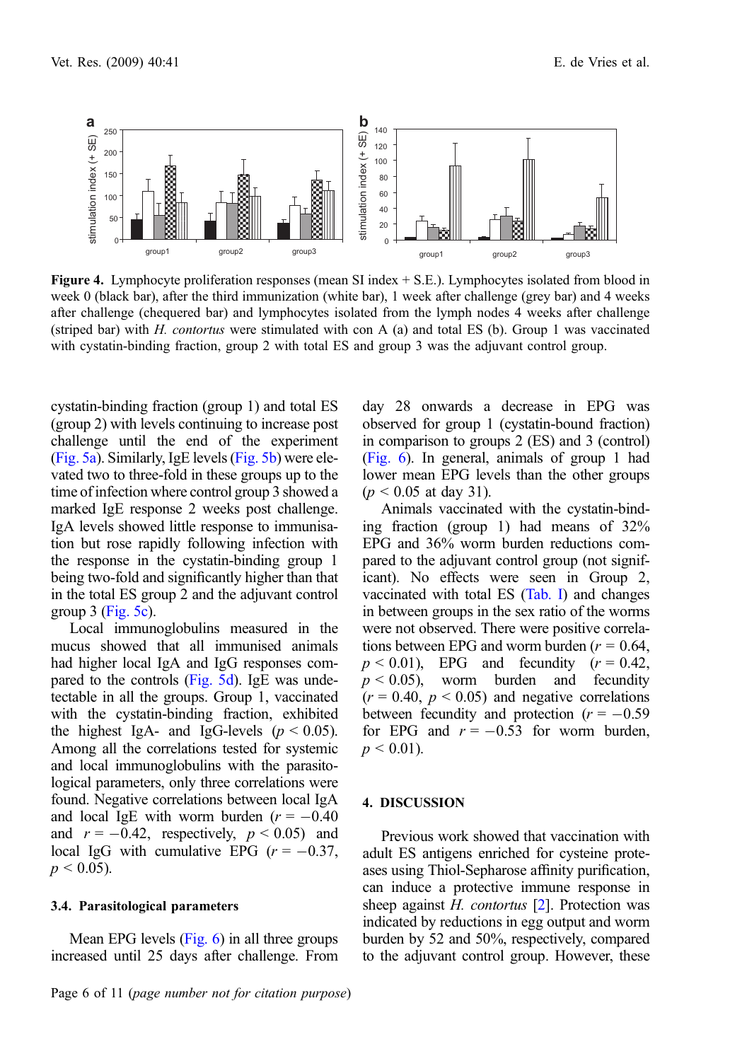**Figure 4.** Lymphocyte proliferation responses (mean SI index + S.E.). Lymphocytes isolated from blood in week 0 (black bar), after the third immunization (white bar), 1 week after challenge (grey bar) and 4 weeks after challenge (chequered bar) and lymphocytes isolated from the lymph nodes 4 weeks after challenge (striped bar) with *H. contortus* were stimulated with con A (a) and total ES (b). Group 1 was vaccinated with cystatin-binding fraction, group 2 with total ES and group 3 was the adjuvant control group.

cystatin-binding fraction (group 1) and total ES (group 2) with levels continuing to increase post challenge until the end of the experiment (Fig. 5a). Similarly, IgE levels (Fig. 5b) were elevated two to three-fold in these groups up to the time of infection where control group 3 showed a marked IgE response 2 weeks post challenge. IgA levels showed little response to immunisation but rose rapidly following infection with the response in the cystatin-binding group 1 being two-fold and significantly higher than that in the total ES group 2 and the adjuvant control group 3 (Fig. 5c).

Local immunoglobulins measured in the mucus showed that all immunised animals had higher local IgA and IgG responses compared to the controls (Fig. 5d). IgE was undetectable in all the groups. Group 1, vaccinated with the cystatin-binding fraction, exhibited the highest IgA- and IgG-levels ($p < 0.05$). Among all the correlations tested for systemic and local immunoglobulins with the parasitological parameters, only three correlations were found. Negative correlations between local IgA and local IgE with worm burden ($r = -0.40$ and $r = -0.42$, respectively, $p < 0.05$) and local IgG with cumulative EPG ($r = -0.37$, $p < 0.05$).

### 3.4. Parasitological parameters

Mean EPG levels (Fig. 6) in all three groups increased until 25 days after challenge. From day 28 onwards a decrease in EPG was observed for group 1 (cystatin-bound fraction) in comparison to groups 2 (ES) and 3 (control) (Fig. 6). In general, animals of group 1 had lower mean EPG levels than the other groups ($p < 0.05$ at day 31).

Animals vaccinated with the cystatin-binding fraction (group 1) had means of 32% EPG and 36% worm burden reductions compared to the adjuvant control group (not significant). No effects were seen in Group 2, vaccinated with total ES (Tab. I) and changes in between groups in the sex ratio of the worms were not observed. There were positive correlations between EPG and worm burden ($r = 0.64$, $p < 0.01$), EPG and fecundity ($r = 0.42$, $p < 0.05$), worm burden and fecundity ($r = 0.40$, $p < 0.05$) and negative correlations between fecundity and protection ($r = -0.59$ for EPG and $r = -0.53$ for worm burden, $p < 0.01$).

## 4. DISCUSSION

Previous work showed that vaccination with adult ES antigens enriched for cysteine proteases using Thiol-Sepharose affinity purification, can induce a protective immune response in sheep against *H. contortus* [2]. Protection was indicated by reductions in egg output and worm burden by 52 and 50%, respectively, compared to the adjuvant control group. However, these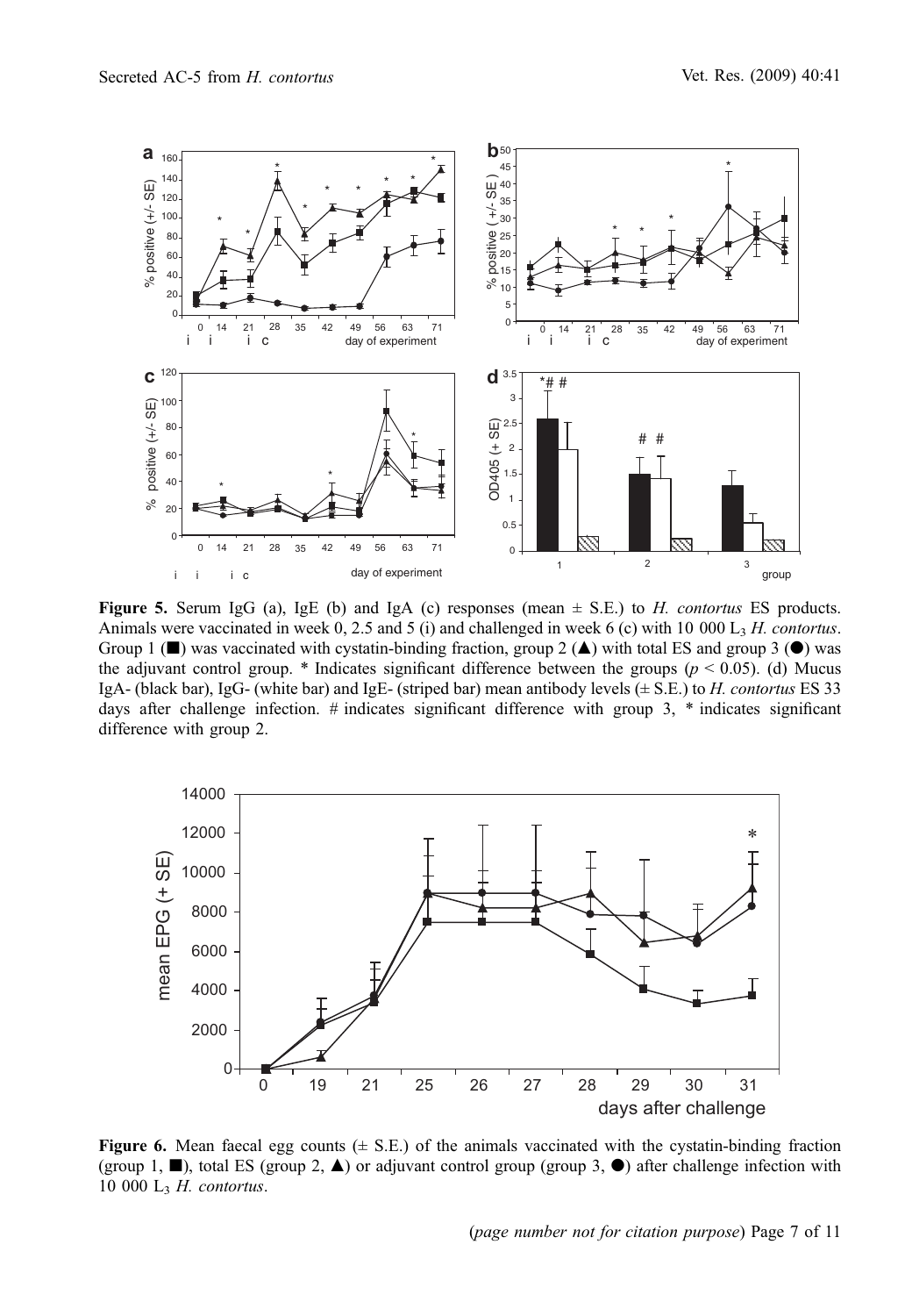**Figure 5.** Serum IgG (a), IgE (b) and IgA (c) responses (mean ± S.E.) to *H. contortus* ES products. Animals were vaccinated in week 0, 2.5 and 5 (i) and challenged in week 6 (c) with 10 000 $L_3$ *H. contortus*. Group 1 (■) was vaccinated with cystatin-binding fraction, group 2 (▲) with total ES and group 3 (●) was the adjuvant control group. * Indicates significant difference between the groups ($p < 0.05$). (d) Mucus IgA- (black bar), IgG- (white bar) and IgE- (striped bar) mean antibody levels (± S.E.) to *H. contortus* ES 33 days after challenge infection. # indicates significant difference with group 3, * indicates significant difference with group 2.

**Figure 6.** Mean faecal egg counts (± S.E.) of the animals vaccinated with the cystatin-binding fraction (group 1, ■), total ES (group 2, ▲) or adjuvant control group (group 3, ●) after challenge infection with 10 000 $L_3$ *H. contortus*.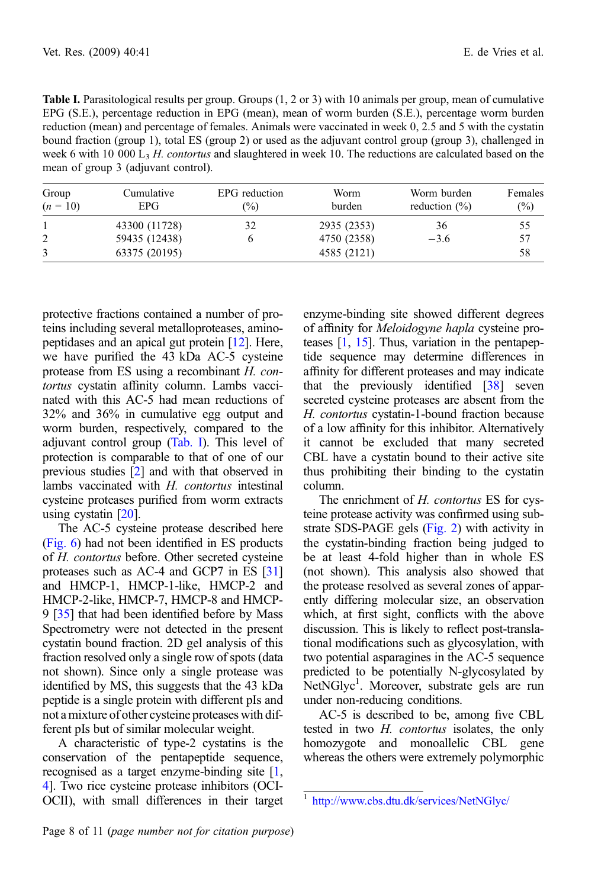**Table I.** Parasitological results per group. Groups (1, 2 or 3) with 10 animals per group, mean of cumulative EPG (S.E.), percentage reduction in EPG (mean), mean of worm burden (S.E.), percentage worm burden reduction (mean) and percentage of females. Animals were vaccinated in week 0, 2.5 and 5 with the cystatin bound fraction (group 1), total ES (group 2) or used as the adjuvant control group (group 3), challenged in week 6 with 10 000 $L_3$ *H. contortus* and slaughtered in week 10. The reductions are calculated based on the mean of group 3 (adjuvant control).

| Group ($n$ = 10) | Cumulative EPG | EPG reduction (%) | Worm burden | Worm burden reduction (%) | Females (%) |
|---|---|---|---|---|---|
| 1 | 43300 (11728) | 32 | 2935 (2353) | 36 | 55 |
| 2 | 59435 (12438) | 6 | 4750 (2358) | −3.6 | 57 |
| 3 | 63375 (20195) | | 4585 (2121) | | 58 |

protective fractions contained a number of proteins including several metalloproteases, aminopeptidases and an apical gut protein [12]. Here, we have purified the 43 kDa AC-5 cysteine protease from ES using a recombinant *H. contortus* cystatin affinity column. Lambs vaccinated with this AC-5 had mean reductions of 32% and 36% in cumulative egg output and worm burden, respectively, compared to the adjuvant control group (Tab. I). This level of protection is comparable to that of one of our previous studies [2] and with that observed in lambs vaccinated with *H. contortus* intestinal cysteine proteases purified from worm extracts using cystatin [20].

The AC-5 cysteine protease described here (Fig. 6) had not been identified in ES products of *H. contortus* before. Other secreted cysteine proteases such as AC-4 and GCP7 in ES [31] and HMCP-1, HMCP-1-like, HMCP-2 and HMCP-2-like, HMCP-7, HMCP-8 and HMCP-9 [35] that had been identified before by Mass Spectrometry were not detected in the present cystatin bound fraction. 2D gel analysis of this fraction resolved only a single row of spots (data not shown). Since only a single protease was identified by MS, this suggests that the 43 kDa peptide is a single protein with different pIs and not a mixture of other cysteine proteases with different pIs but of similar molecular weight.

A characteristic of type-2 cystatins is the conservation of the pentapeptide sequence, recognised as a target enzyme-binding site [1, 4]. Two rice cysteine protease inhibitors (OCI-OCII), with small differences in their target enzyme-binding site showed different degrees of affinity for *Meloidogyne hapla* cysteine proteases [1, 15]. Thus, variation in the pentapeptide sequence may determine differences in affinity for different proteases and may indicate that the previously identified [38] seven secreted cysteine proteases are absent from the *H. contortus* cystatin-1-bound fraction because of a low affinity for this inhibitor. Alternatively it cannot be excluded that many secreted CBL have a cystatin bound to their active site thus prohibiting their binding to the cystatin column.

The enrichment of *H. contortus* ES for cysteine protease activity was confirmed using substrate SDS-PAGE gels (Fig. 2) with activity in the cystatin-binding fraction being judged to be at least 4-fold higher than in whole ES (not shown). This analysis also showed that the protease resolved as several zones of apparently differing molecular size, an observation which, at first sight, conflicts with the above discussion. This is likely to reflect post-translational modifications such as glycosylation, with two potential asparagines in the AC-5 sequence predicted to be potentially N-glycosylated by NetNGlyc[1]. Moreover, substrate gels are run under non-reducing conditions.

AC-5 is described to be, among five CBL tested in two *H. contortus* isolates, the only homozygote and monoallelic CBL gene whereas the others were extremely polymorphic

[1] http://www.cbs.dtu.dk/services/NetNGlyc/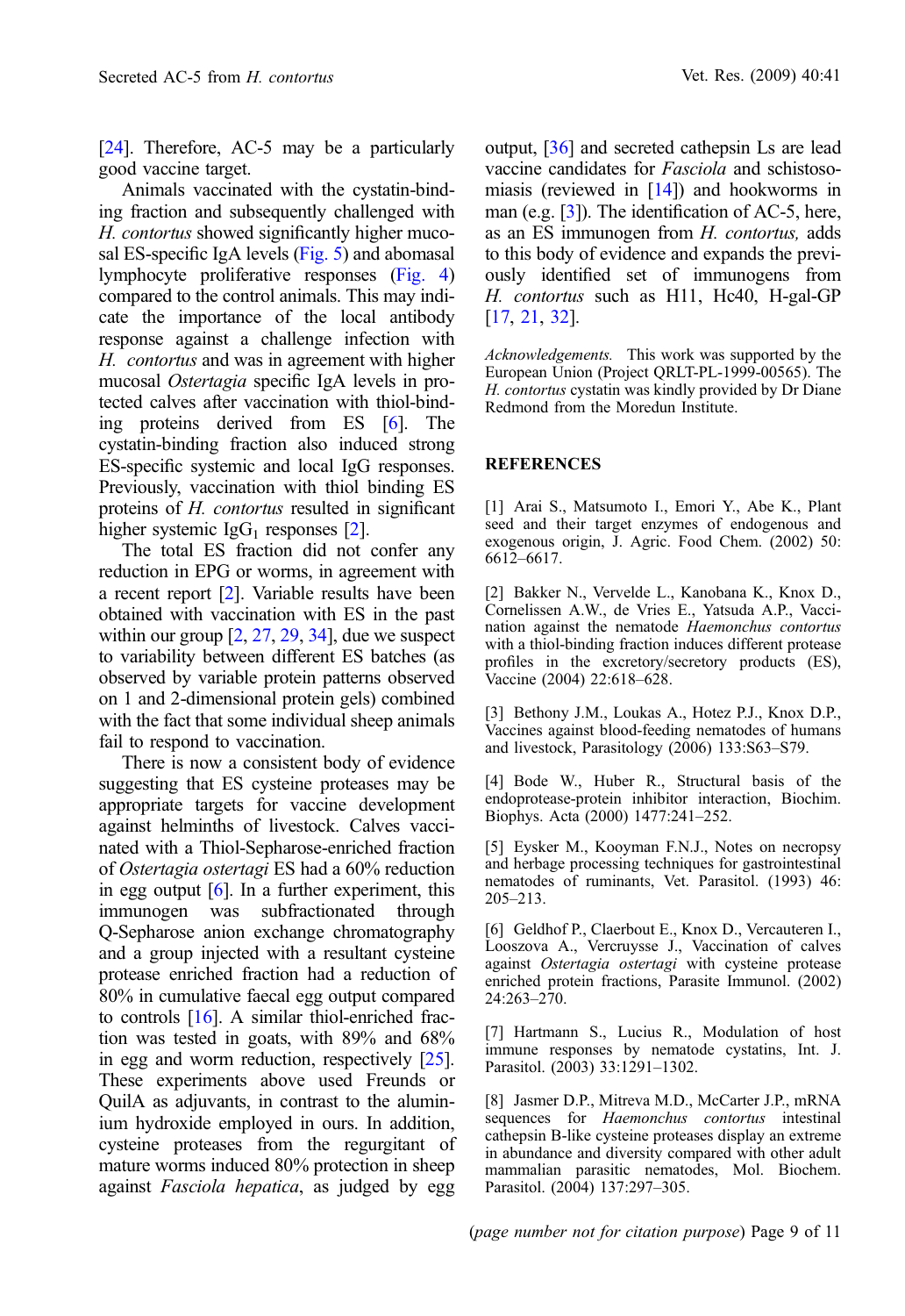[24]. Therefore, AC-5 may be a particularly good vaccine target.

Animals vaccinated with the cystatin-binding fraction and subsequently challenged with *H. contortus* showed significantly higher mucosal ES-specific IgA levels (Fig. 5) and abomasal lymphocyte proliferative responses (Fig. 4) compared to the control animals. This may indicate the importance of the local antibody response against a challenge infection with *H. contortus* and was in agreement with higher mucosal *Ostertagia* specific IgA levels in protected calves after vaccination with thiol-binding proteins derived from ES [6]. The cystatin-binding fraction also induced strong ES-specific systemic and local IgG responses. Previously, vaccination with thiol binding ES proteins of *H. contortus* resulted in significant higher systemic $IgG_1$ responses [2].

The total ES fraction did not confer any reduction in EPG or worms, in agreement with a recent report [2]. Variable results have been obtained with vaccination with ES in the past within our group [2, 27, 29, 34], due we suspect to variability between different ES batches (as observed by variable protein patterns observed on 1 and 2-dimensional protein gels) combined with the fact that some individual sheep animals fail to respond to vaccination.

There is now a consistent body of evidence suggesting that ES cysteine proteases may be appropriate targets for vaccine development against helminths of livestock. Calves vaccinated with a Thiol-Sepharose-enriched fraction of *Ostertagia ostertagi* ES had a 60% reduction in egg output [6]. In a further experiment, this immunogen was subfractionated through Q-Sepharose anion exchange chromatography and a group injected with a resultant cysteine protease enriched fraction had a reduction of 80% in cumulative faecal egg output compared to controls [16]. A similar thiol-enriched fraction was tested in goats, with 89% and 68% in egg and worm reduction, respectively [25]. These experiments above used Freunds or QuilA as adjuvants, in contrast to the aluminium hydroxide employed in ours. In addition, cysteine proteases from the regurgitant of mature worms induced 80% protection in sheep against *Fasciola hepatica*, as judged by egg output, [36] and secreted cathepsin Ls are lead vaccine candidates for *Fasciola* and schistosomiasis (reviewed in [14]) and hookworms in man (e.g. [3]). The identification of AC-5, here, as an ES immunogen from *H. contortus,* adds to this body of evidence and expands the previously identified set of immunogens from *H. contortus* such as H11, Hc40, H-gal-GP [17, 21, 32].

*Acknowledgements.* This work was supported by the European Union (Project QRLT-PL-1999-00565). The *H. contortus* cystatin was kindly provided by Dr Diane Redmond from the Moredun Institute.

## REFERENCES

[1] Arai S., Matsumoto I., Emori Y., Abe K., Plant seed and their target enzymes of endogenous and exogenous origin, J. Agric. Food Chem. (2002) 50: 6612–6617.

[2] Bakker N., Vervelde L., Kanobana K., Knox D., Cornelissen A.W., de Vries E., Yatsuda A.P., Vaccination against the nematode *Haemonchus contortus* with a thiol-binding fraction induces different protease profiles in the excretory/secretory products (ES), Vaccine (2004) 22:618–628.

[3] Bethony J.M., Loukas A., Hotez P.J., Knox D.P., Vaccines against blood-feeding nematodes of humans and livestock, Parasitology (2006) 133:S63–S79.

[4] Bode W., Huber R., Structural basis of the endoprotease-protein inhibitor interaction, Biochim. Biophys. Acta (2000) 1477:241–252.

[5] Eysker M., Kooyman F.N.J., Notes on necropsy and herbage processing techniques for gastrointestinal nematodes of ruminants, Vet. Parasitol. (1993) 46: 205–213.

[6] Geldhof P., Claerbout E., Knox D., Vercauteren I., Looszova A., Vercruysse J., Vaccination of calves against *Ostertagia ostertagi* with cysteine protease enriched protein fractions, Parasite Immunol. (2002) 24:263–270.

[7] Hartmann S., Lucius R., Modulation of host immune responses by nematode cystatins, Int. J. Parasitol. (2003) 33:1291–1302.

[8] Jasmer D.P., Mitreva M.D., McCarter J.P., mRNA sequences for *Haemonchus contortus* intestinal cathepsin B-like cysteine proteases display an extreme in abundance and diversity compared with other adult mammalian parasitic nematodes, Mol. Biochem. Parasitol. (2004) 137:297–305.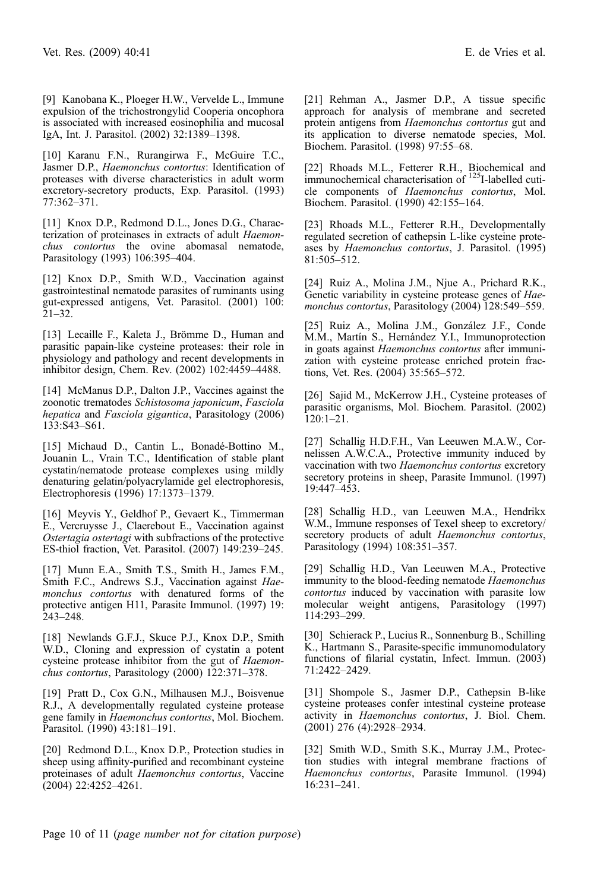[9] Kanobana K., Ploeger H.W., Vervelde L., Immune expulsion of the trichostrongylid Cooperia oncophora is associated with increased eosinophilia and mucosal IgA, Int. J. Parasitol. (2002) 32:1389–1398.

[10] Karanu F.N., Rurangirwa F., McGuire T.C., Jasmer D.P., *Haemonchus contortus*: Identification of proteases with diverse characteristics in adult worm excretory-secretory products, Exp. Parasitol. (1993) 77:362–371.

[11] Knox D.P., Redmond D.L., Jones D.G., Characterization of proteinases in extracts of adult *Haemonchus contortus* the ovine abomasal nematode, Parasitology (1993) 106:395–404.

[12] Knox D.P., Smith W.D., Vaccination against gastrointestinal nematode parasites of ruminants using gut-expressed antigens, Vet. Parasitol. (2001) 100: 21–32.

[13] Lecaille F., Kaleta J., Brömme D., Human and parasitic papain-like cysteine proteases: their role in physiology and pathology and recent developments in inhibitor design, Chem. Rev. (2002) 102:4459–4488.

[14] McManus D.P., Dalton J.P., Vaccines against the zoonotic trematodes *Schistosoma japonicum*, *Fasciola hepatica* and *Fasciola gigantica*, Parasitology (2006) 133:S43–S61.

[15] Michaud D., Cantin L., Bonadé-Bottino M., Jouanin L., Vrain T.C., Identification of stable plant cystatin/nematode protease complexes using mildly denaturing gelatin/polyacrylamide gel electrophoresis, Electrophoresis (1996) 17:1373–1379.

[16] Meyvis Y., Geldhof P., Gevaert K., Timmerman E., Vercruysse J., Claerebout E., Vaccination against *Ostertagia ostertagi* with subfractions of the protective ES-thiol fraction, Vet. Parasitol. (2007) 149:239–245.

[17] Munn E.A., Smith T.S., Smith H., James F.M., Smith F.C., Andrews S.J., Vaccination against *Haemonchus contortus* with denatured forms of the protective antigen H11, Parasite Immunol. (1997) 19: 243–248.

[18] Newlands G.F.J., Skuce P.J., Knox D.P., Smith W.D., Cloning and expression of cystatin a potent cysteine protease inhibitor from the gut of *Haemonchus contortus*, Parasitology (2000) 122:371–378.

[19] Pratt D., Cox G.N., Milhausen M.J., Boisvenue R.J., A developmentally regulated cysteine protease gene family in *Haemonchus contortus*, Mol. Biochem. Parasitol. (1990) 43:181–191.

[20] Redmond D.L., Knox D.P., Protection studies in sheep using affinity-purified and recombinant cysteine proteinases of adult *Haemonchus contortus*, Vaccine (2004) 22:4252–4261.

[21] Rehman A., Jasmer D.P., A tissue specific approach for analysis of membrane and secreted protein antigens from *Haemonchus contortus* gut and its application to diverse nematode species, Mol. Biochem. Parasitol. (1998) 97:55–68.

[22] Rhoads M.L., Fetterer R.H., Biochemical and immunochemical characterisation of $^{125}$I-labelled cuticle components of *Haemonchus contortus*, Mol. Biochem. Parasitol. (1990) 42:155–164.

[23] Rhoads M.L., Fetterer R.H., Developmentally regulated secretion of cathepsin L-like cysteine proteases by *Haemonchus contortus*, J. Parasitol. (1995) 81:505–512.

[24] Ruiz A., Molina J.M., Njue A., Prichard R.K., Genetic variability in cysteine protease genes of *Haemonchus contortus*, Parasitology (2004) 128:549–559.

[25] Ruiz A., Molina J.M., González J.F., Conde M.M., Martín S., Hernández Y.I., Immunoprotection in goats against *Haemonchus contortus* after immunization with cysteine protease enriched protein fractions, Vet. Res. (2004) 35:565–572.

[26] Sajid M., McKerrow J.H., Cysteine proteases of parasitic organisms, Mol. Biochem. Parasitol. (2002) 120:1–21.

[27] Schallig H.D.F.H., Van Leeuwen M.A.W., Cornelissen A.W.C.A., Protective immunity induced by vaccination with two *Haemonchus contortus* excretory secretory proteins in sheep, Parasite Immunol. (1997) 19:447–453.

[28] Schallig H.D., van Leeuwen M.A., Hendrikx W.M., Immune responses of Texel sheep to excretory/secretory products of adult *Haemonchus contortus*, Parasitology (1994) 108:351–357.

[29] Schallig H.D., Van Leeuwen M.A., Protective immunity to the blood-feeding nematode *Haemonchus contortus* induced by vaccination with parasite low molecular weight antigens, Parasitology (1997) 114:293–299.

[30] Schierack P., Lucius R., Sonnenburg B., Schilling K., Hartmann S., Parasite-specific immunomodulatory functions of filarial cystatin, Infect. Immun. (2003) 71:2422–2429.

[31] Shompole S., Jasmer D.P., Cathepsin B-like cysteine proteases confer intestinal cysteine protease activity in *Haemonchus contortus*, J. Biol. Chem. (2001) 276 (4):2928–2934.

[32] Smith W.D., Smith S.K., Murray J.M., Protection studies with integral membrane fractions of *Haemonchus contortus*, Parasite Immunol. (1994) 16:231–241.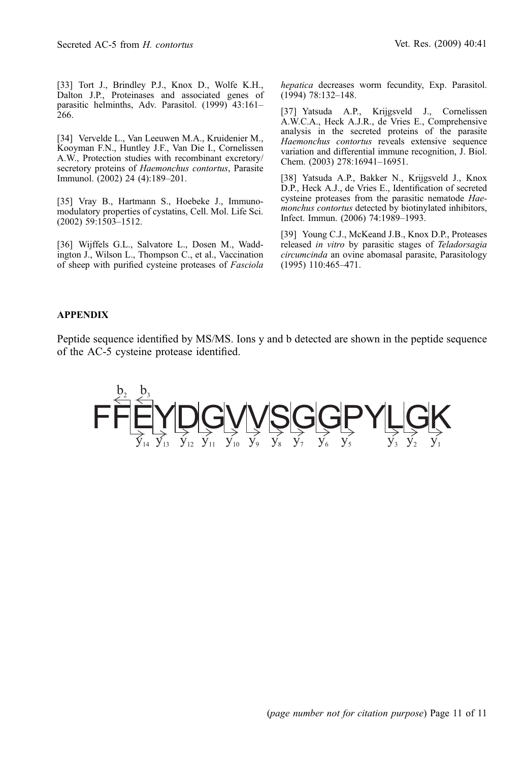[33] Tort J., Brindley P.J., Knox D., Wolfe K.H., Dalton J.P., Proteinases and associated genes of parasitic helminths, Adv. Parasitol. (1999) 43:161–266.

[34] Vervelde L., Van Leeuwen M.A., Kruidenier M., Kooyman F.N., Huntley J.F., Van Die I., Cornelissen A.W., Protection studies with recombinant excretory/secretory proteins of *Haemonchus contortus*, Parasite Immunol. (2002) 24 (4):189–201.

[35] Vray B., Hartmann S., Hoebeke J., Immunomodulatory properties of cystatins, Cell. Mol. Life Sci. (2002) 59:1503–1512.

[36] Wijffels G.L., Salvatore L., Dosen M., Waddington J., Wilson L., Thompson C., et al., Vaccination of sheep with purified cysteine proteases of *Fasciola hepatica* decreases worm fecundity, Exp. Parasitol. (1994) 78:132–148.

[37] Yatsuda A.P., Krijgsveld J., Cornelissen A.W.C.A., Heck A.J.R., de Vries E., Comprehensive analysis in the secreted proteins of the parasite *Haemonchus contortus* reveals extensive sequence variation and differential immune recognition, J. Biol. Chem. (2003) 278:16941–16951.

[38] Yatsuda A.P., Bakker N., Krijgsveld J., Knox D.P., Heck A.J., de Vries E., Identification of secreted cysteine proteases from the parasitic nematode *Haemonchus contortus* detected by biotinylated inhibitors, Infect. Immun. (2006) 74:1989–1993.

[39] Young C.J., McKeand J.B., Knox D.P., Proteases released *in vitro* by parasitic stages of *Teladorsagia circumcinda* an ovine abomasal parasite, Parasitology (1995) 110:465–471.

## APPENDIX

Peptide sequence identified by MS/MS. Ions y and b detected are shown in the peptide sequence of the AC-5 cysteine protease identified.

$b_2$ $b_3$

FFEYDGVVSGGPYLGK

$y_{14}$ $y_{13}$ $y_{12}$ $y_{11}$ $y_{10}$ $y_9$ $y_8$ $y_7$ $y_6$ $y_5$ $y_3$ $y_2$ $y_1$